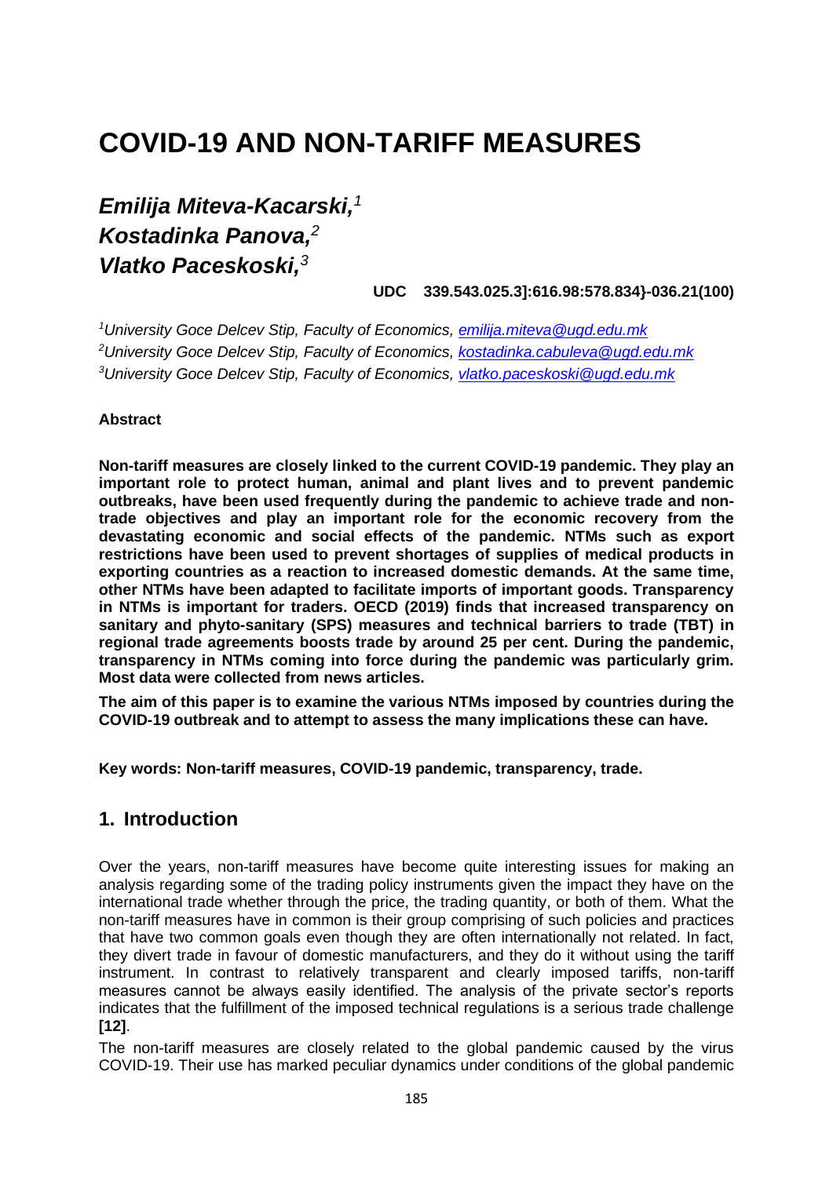# COVID-19 AND NON-TARIFF MEASURES

## *Emilija Miteva-Kacarski,*[1] *Kostadinka Panova,*[2] *Vlatko Paceskoski,*[3]

**UDC 339.543.025.3]:616.98:578.834}-036.21(100)**

[1]*University Goce Delcev Stip, Faculty of Economics, emilija.miteva@ugd.edu.mk*
[2]*University Goce Delcev Stip, Faculty of Economics, kostadinka.cabuleva@ugd.edu.mk*
[3]*University Goce Delcev Stip, Faculty of Economics, vlatko.paceskoski@ugd.edu.mk*

**Abstract**

**Non-tariff measures are closely linked to the current COVID-19 pandemic. They play an important role to protect human, animal and plant lives and to prevent pandemic outbreaks, have been used frequently during the pandemic to achieve trade and non-trade objectives and play an important role for the economic recovery from the devastating economic and social effects of the pandemic. NTMs such as export restrictions have been used to prevent shortages of supplies of medical products in exporting countries as a reaction to increased domestic demands. At the same time, other NTMs have been adapted to facilitate imports of important goods. Transparency in NTMs is important for traders. OECD (2019) finds that increased transparency on sanitary and phyto-sanitary (SPS) measures and technical barriers to trade (TBT) in regional trade agreements boosts trade by around 25 per cent. During the pandemic, transparency in NTMs coming into force during the pandemic was particularly grim. Most data were collected from news articles.**

**The aim of this paper is to examine the various NTMs imposed by countries during the COVID-19 outbreak and to attempt to assess the many implications these can have.**

**Key words: Non-tariff measures, COVID-19 pandemic, transparency, trade.**

## 1. Introduction

Over the years, non-tariff measures have become quite interesting issues for making an analysis regarding some of the trading policy instruments given the impact they have on the international trade whether through the price, the trading quantity, or both of them. What the non-tariff measures have in common is their group comprising of such policies and practices that have two common goals even though they are often internationally not related. In fact, they divert trade in favour of domestic manufacturers, and they do it without using the tariff instrument. In contrast to relatively transparent and clearly imposed tariffs, non-tariff measures cannot be always easily identified. The analysis of the private sector's reports indicates that the fulfillment of the imposed technical regulations is a serious trade challenge **[12]**.

The non-tariff measures are closely related to the global pandemic caused by the virus COVID-19. Their use has marked peculiar dynamics under conditions of the global pandemic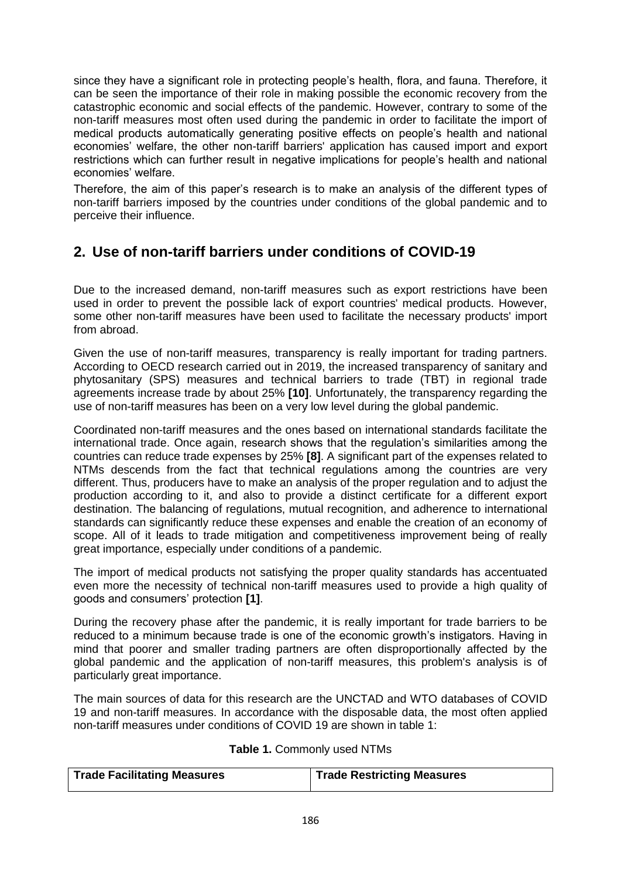since they have a significant role in protecting people's health, flora, and fauna. Therefore, it can be seen the importance of their role in making possible the economic recovery from the catastrophic economic and social effects of the pandemic. However, contrary to some of the non-tariff measures most often used during the pandemic in order to facilitate the import of medical products automatically generating positive effects on people's health and national economies' welfare, the other non-tariff barriers' application has caused import and export restrictions which can further result in negative implications for people's health and national economies' welfare.

Therefore, the aim of this paper's research is to make an analysis of the different types of non-tariff barriers imposed by the countries under conditions of the global pandemic and to perceive their influence.

## 2. Use of non-tariff barriers under conditions of COVID-19

Due to the increased demand, non-tariff measures such as export restrictions have been used in order to prevent the possible lack of export countries' medical products. However, some other non-tariff measures have been used to facilitate the necessary products' import from abroad.

Given the use of non-tariff measures, transparency is really important for trading partners. According to OECD research carried out in 2019, the increased transparency of sanitary and phytosanitary (SPS) measures and technical barriers to trade (TBT) in regional trade agreements increase trade by about 25% **[10]**. Unfortunately, the transparency regarding the use of non-tariff measures has been on a very low level during the global pandemic.

Coordinated non-tariff measures and the ones based on international standards facilitate the international trade. Once again, research shows that the regulation's similarities among the countries can reduce trade expenses by 25% **[8]**. A significant part of the expenses related to NTMs descends from the fact that technical regulations among the countries are very different. Thus, producers have to make an analysis of the proper regulation and to adjust the production according to it, and also to provide a distinct certificate for a different export destination. The balancing of regulations, mutual recognition, and adherence to international standards can significantly reduce these expenses and enable the creation of an economy of scope. All of it leads to trade mitigation and competitiveness improvement being of really great importance, especially under conditions of a pandemic.

The import of medical products not satisfying the proper quality standards has accentuated even more the necessity of technical non-tariff measures used to provide a high quality of goods and consumers' protection **[1]**.

During the recovery phase after the pandemic, it is really important for trade barriers to be reduced to a minimum because trade is one of the economic growth's instigators. Having in mind that poorer and smaller trading partners are often disproportionally affected by the global pandemic and the application of non-tariff measures, this problem's analysis is of particularly great importance.

The main sources of data for this research are the UNCTAD and WTO databases of COVID 19 and non-tariff measures. In accordance with the disposable data, the most often applied non-tariff measures under conditions of COVID 19 are shown in table 1:

**Table 1.** Commonly used NTMs

| Trade Facilitating Measures | Trade Restricting Measures |
|---|---|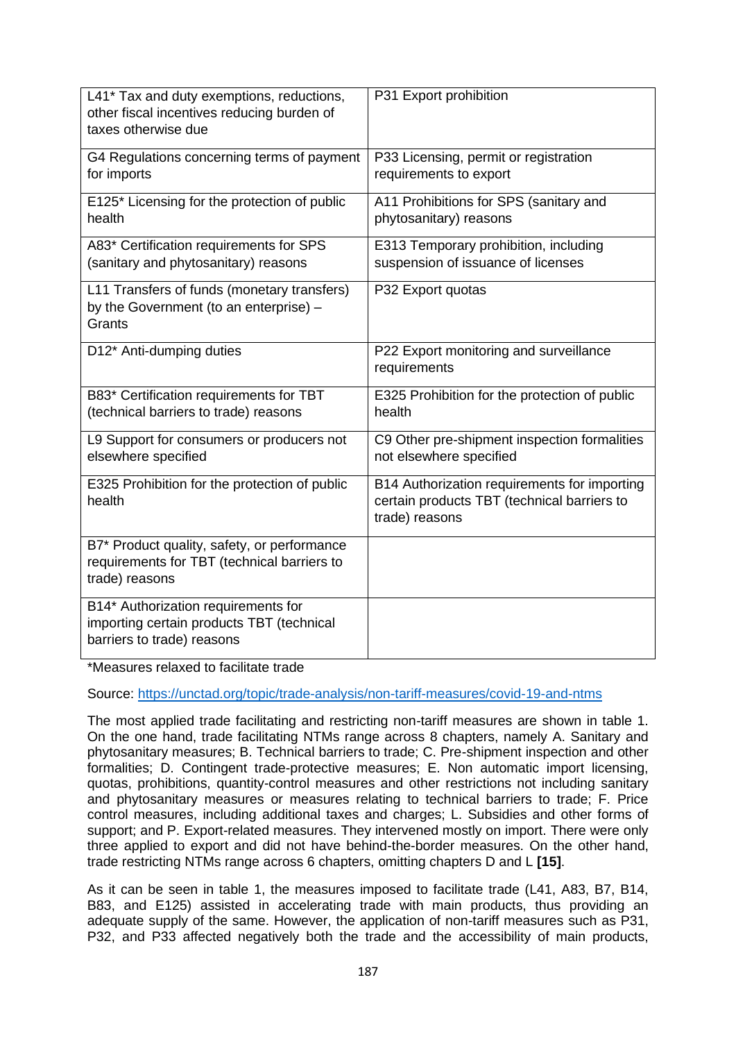| | |
|---|---|
| L41* Tax and duty exemptions, reductions, other fiscal incentives reducing burden of taxes otherwise due | P31 Export prohibition |
| G4 Regulations concerning terms of payment for imports | P33 Licensing, permit or registration requirements to export |
| E125* Licensing for the protection of public health | A11 Prohibitions for SPS (sanitary and phytosanitary) reasons |
| A83* Certification requirements for SPS (sanitary and phytosanitary) reasons | E313 Temporary prohibition, including suspension of issuance of licenses |
| L11 Transfers of funds (monetary transfers) by the Government (to an enterprise) – Grants | P32 Export quotas |
| D12* Anti-dumping duties | P22 Export monitoring and surveillance requirements |
| B83* Certification requirements for TBT (technical barriers to trade) reasons | E325 Prohibition for the protection of public health |
| L9 Support for consumers or producers not elsewhere specified | C9 Other pre-shipment inspection formalities not elsewhere specified |
| E325 Prohibition for the protection of public health | B14 Authorization requirements for importing certain products TBT (technical barriers to trade) reasons |
| B7* Product quality, safety, or performance requirements for TBT (technical barriers to trade) reasons | |
| B14* Authorization requirements for importing certain products TBT (technical barriers to trade) reasons | |

*Measures relaxed to facilitate trade

Source: https://unctad.org/topic/trade-analysis/non-tariff-measures/covid-19-and-ntms

The most applied trade facilitating and restricting non-tariff measures are shown in table 1. On the one hand, trade facilitating NTMs range across 8 chapters, namely A. Sanitary and phytosanitary measures; B. Technical barriers to trade; C. Pre-shipment inspection and other formalities; D. Contingent trade-protective measures; E. Non automatic import licensing, quotas, prohibitions, quantity-control measures and other restrictions not including sanitary and phytosanitary measures or measures relating to technical barriers to trade; F. Price control measures, including additional taxes and charges; L. Subsidies and other forms of support; and P. Export-related measures. They intervened mostly on import. There were only three applied to export and did not have behind-the-border measures. On the other hand, trade restricting NTMs range across 6 chapters, omitting chapters D and L **[15]**.

As it can be seen in table 1, the measures imposed to facilitate trade (L41, A83, B7, B14, B83, and E125) assisted in accelerating trade with main products, thus providing an adequate supply of the same. However, the application of non-tariff measures such as P31, P32, and P33 affected negatively both the trade and the accessibility of main products,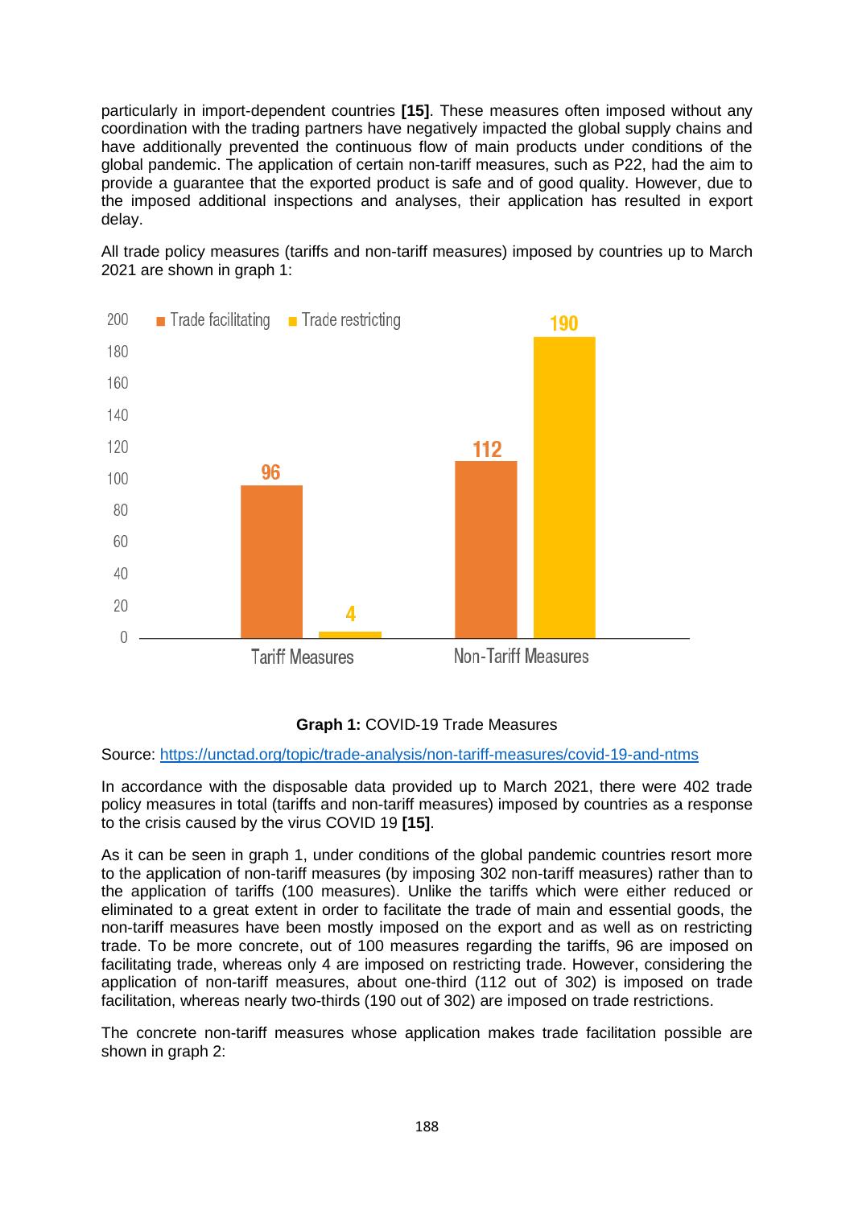particularly in import-dependent countries **[15]**. These measures often imposed without any coordination with the trading partners have negatively impacted the global supply chains and have additionally prevented the continuous flow of main products under conditions of the global pandemic. The application of certain non-tariff measures, such as P22, had the aim to provide a guarantee that the exported product is safe and of good quality. However, due to the imposed additional inspections and analyses, their application has resulted in export delay.

All trade policy measures (tariffs and non-tariff measures) imposed by countries up to March 2021 are shown in graph 1:

| | Trade facilitating | Trade restricting |
|---|---|---|
| Tariff Measures | 96 | 4 |
| Non-Tariff Measures | 112 | 190 |

**Graph 1:** COVID-19 Trade Measures

Source: https://unctad.org/topic/trade-analysis/non-tariff-measures/covid-19-and-ntms

In accordance with the disposable data provided up to March 2021, there were 402 trade policy measures in total (tariffs and non-tariff measures) imposed by countries as a response to the crisis caused by the virus COVID 19 **[15]**.

As it can be seen in graph 1, under conditions of the global pandemic countries resort more to the application of non-tariff measures (by imposing 302 non-tariff measures) rather than to the application of tariffs (100 measures). Unlike the tariffs which were either reduced or eliminated to a great extent in order to facilitate the trade of main and essential goods, the non-tariff measures have been mostly imposed on the export and as well as on restricting trade. To be more concrete, out of 100 measures regarding the tariffs, 96 are imposed on facilitating trade, whereas only 4 are imposed on restricting trade. However, considering the application of non-tariff measures, about one-third (112 out of 302) is imposed on trade facilitation, whereas nearly two-thirds (190 out of 302) are imposed on trade restrictions.

The concrete non-tariff measures whose application makes trade facilitation possible are shown in graph 2: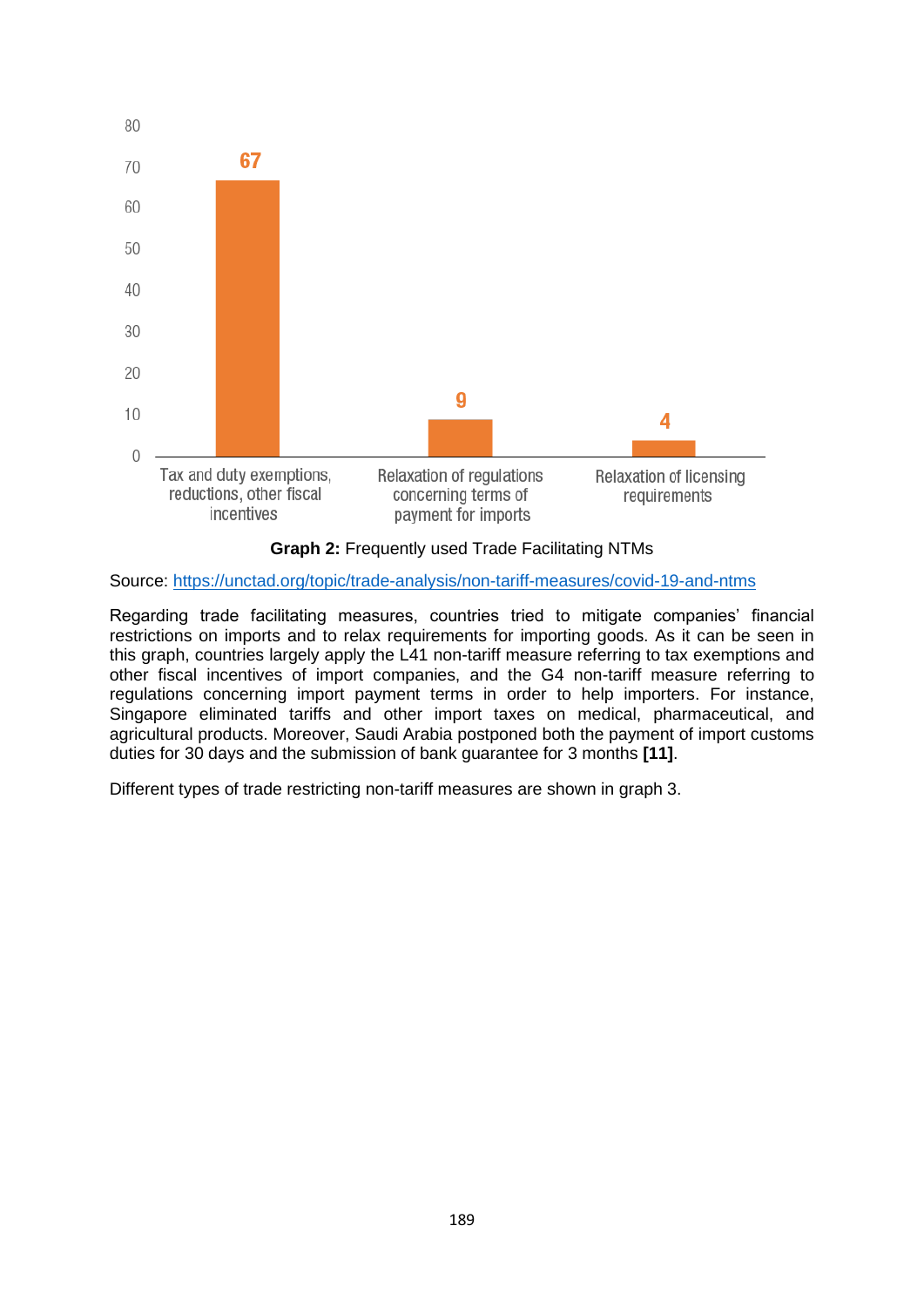| | Value |
|---|---|
| Tax and duty exemptions, reductions, other fiscal incentives | 67 |
| Relaxation of regulations concerning terms of payment for imports | 9 |
| Relaxation of licensing requirements | 4 |

**Graph 2:** Frequently used Trade Facilitating NTMs

Source: https://unctad.org/topic/trade-analysis/non-tariff-measures/covid-19-and-ntms

Regarding trade facilitating measures, countries tried to mitigate companies' financial restrictions on imports and to relax requirements for importing goods. As it can be seen in this graph, countries largely apply the L41 non-tariff measure referring to tax exemptions and other fiscal incentives of import companies, and the G4 non-tariff measure referring to regulations concerning import payment terms in order to help importers. For instance, Singapore eliminated tariffs and other import taxes on medical, pharmaceutical, and agricultural products. Moreover, Saudi Arabia postponed both the payment of import customs duties for 30 days and the submission of bank guarantee for 3 months **[11]**.

Different types of trade restricting non-tariff measures are shown in graph 3.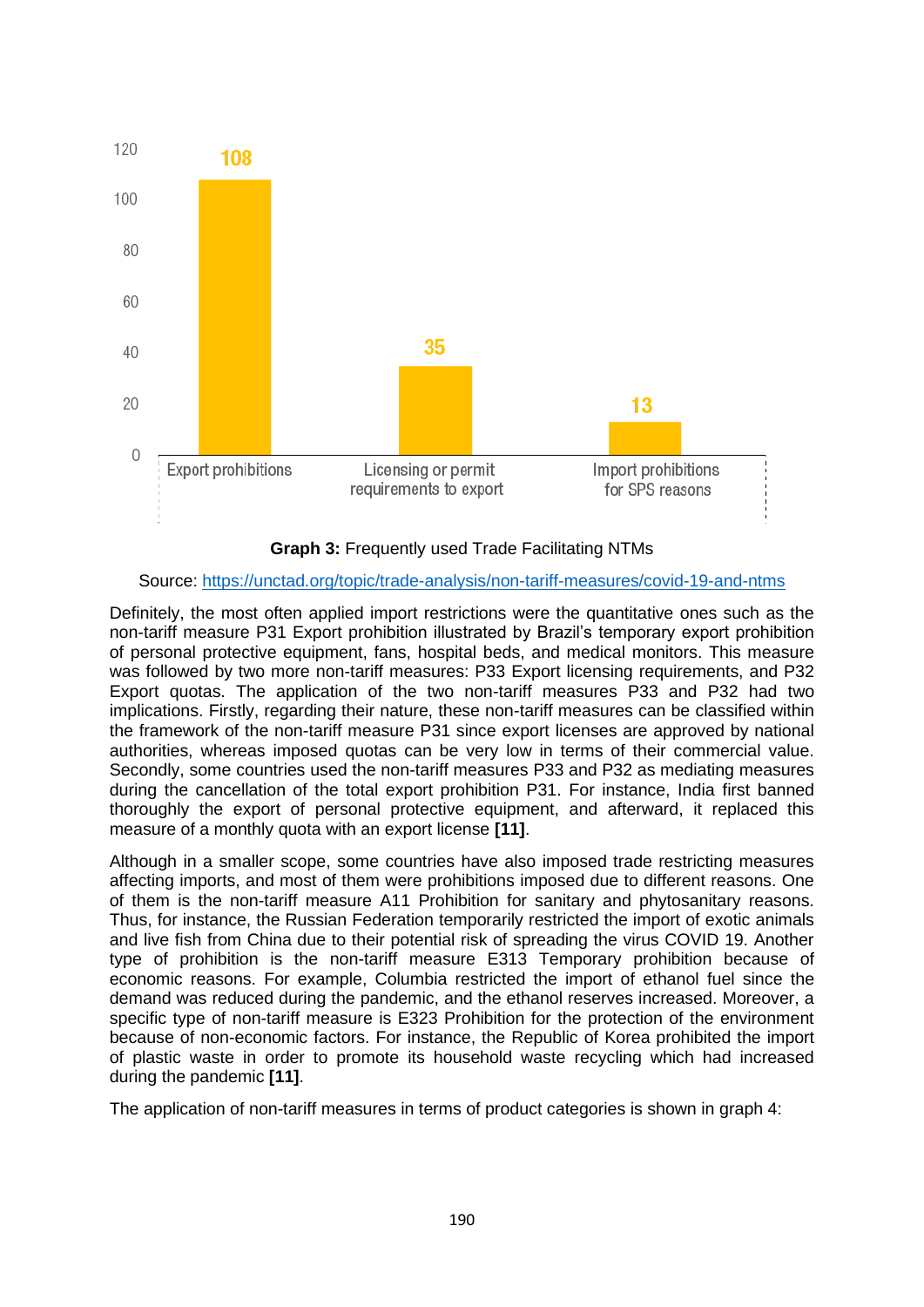| | Value |
| --- | --- |
| Export prohibitions | 108 |
| Licensing or permit requirements to export | 35 |
| Import prohibitions for SPS reasons | 13 |

**Graph 3:** Frequently used Trade Facilitating NTMs

Source: https://unctad.org/topic/trade-analysis/non-tariff-measures/covid-19-and-ntms

Definitely, the most often applied import restrictions were the quantitative ones such as the non-tariff measure P31 Export prohibition illustrated by Brazil's temporary export prohibition of personal protective equipment, fans, hospital beds, and medical monitors. This measure was followed by two more non-tariff measures: P33 Export licensing requirements, and P32 Export quotas. The application of the two non-tariff measures P33 and P32 had two implications. Firstly, regarding their nature, these non-tariff measures can be classified within the framework of the non-tariff measure P31 since export licenses are approved by national authorities, whereas imposed quotas can be very low in terms of their commercial value. Secondly, some countries used the non-tariff measures P33 and P32 as mediating measures during the cancellation of the total export prohibition P31. For instance, India first banned thoroughly the export of personal protective equipment, and afterward, it replaced this measure of a monthly quota with an export license **[11]**.

Although in a smaller scope, some countries have also imposed trade restricting measures affecting imports, and most of them were prohibitions imposed due to different reasons. One of them is the non-tariff measure A11 Prohibition for sanitary and phytosanitary reasons. Thus, for instance, the Russian Federation temporarily restricted the import of exotic animals and live fish from China due to their potential risk of spreading the virus COVID 19. Another type of prohibition is the non-tariff measure E313 Temporary prohibition because of economic reasons. For example, Columbia restricted the import of ethanol fuel since the demand was reduced during the pandemic, and the ethanol reserves increased. Moreover, a specific type of non-tariff measure is E323 Prohibition for the protection of the environment because of non-economic factors. For instance, the Republic of Korea prohibited the import of plastic waste in order to promote its household waste recycling which had increased during the pandemic **[11]**.

The application of non-tariff measures in terms of product categories is shown in graph 4: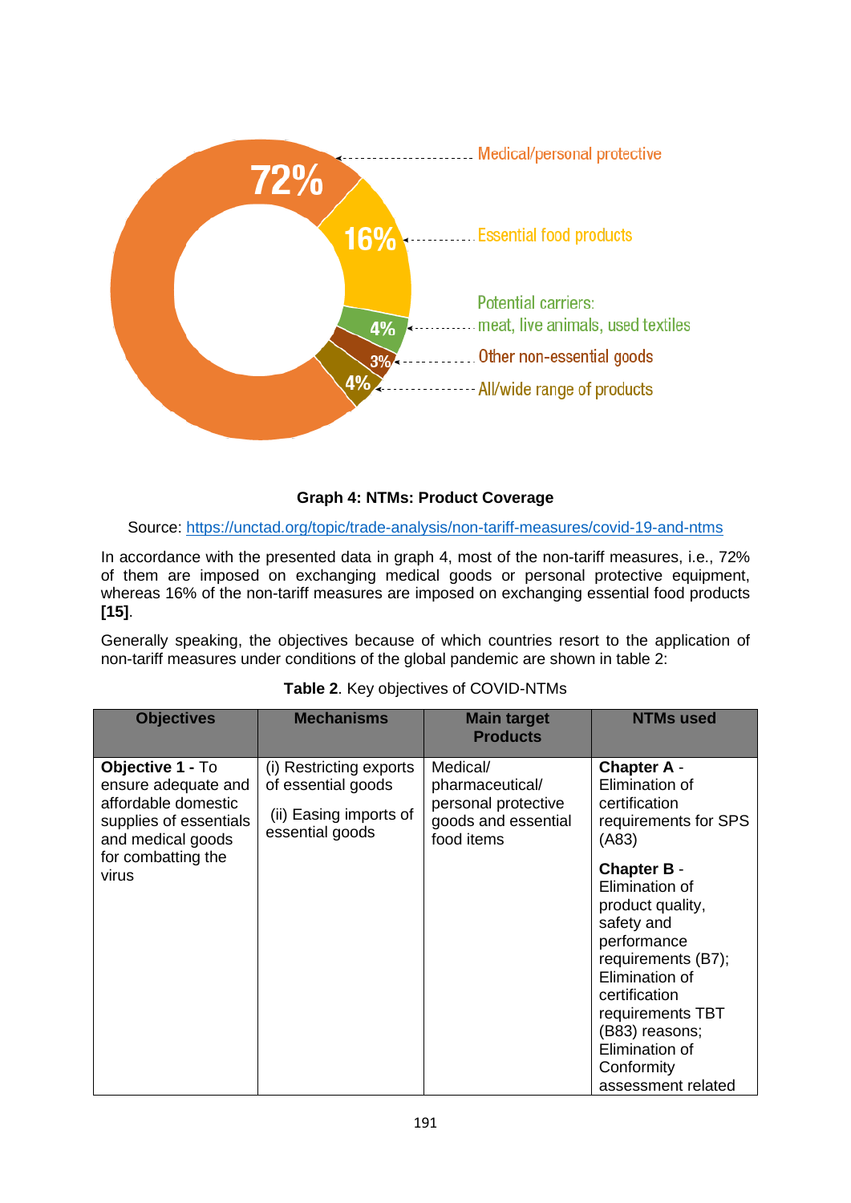**Graph 4: NTMs: Product Coverage**

Source: https://unctad.org/topic/trade-analysis/non-tariff-measures/covid-19-and-ntms

In accordance with the presented data in graph 4, most of the non-tariff measures, i.e., 72% of them are imposed on exchanging medical goods or personal protective equipment, whereas 16% of the non-tariff measures are imposed on exchanging essential food products **[15]**.

Generally speaking, the objectives because of which countries resort to the application of non-tariff measures under conditions of the global pandemic are shown in table 2:

**Table 2**. Key objectives of COVID-NTMs

| Objectives | Mechanisms | Main target Products | NTMs used |
|---|---|---|---|
| **Objective 1 -** To ensure adequate and affordable domestic supplies of essentials and medical goods for combatting the virus | (i) Restricting exports of essential goods<br><br>(ii) Easing imports of essential goods | Medical/ pharmaceutical/ personal protective goods and essential food items | **Chapter A** - Elimination of certification requirements for SPS (A83)<br><br>**Chapter B** - Elimination of product quality, safety and performance requirements (B7); Elimination of certification requirements TBT (B83) reasons; Elimination of Conformity assessment related |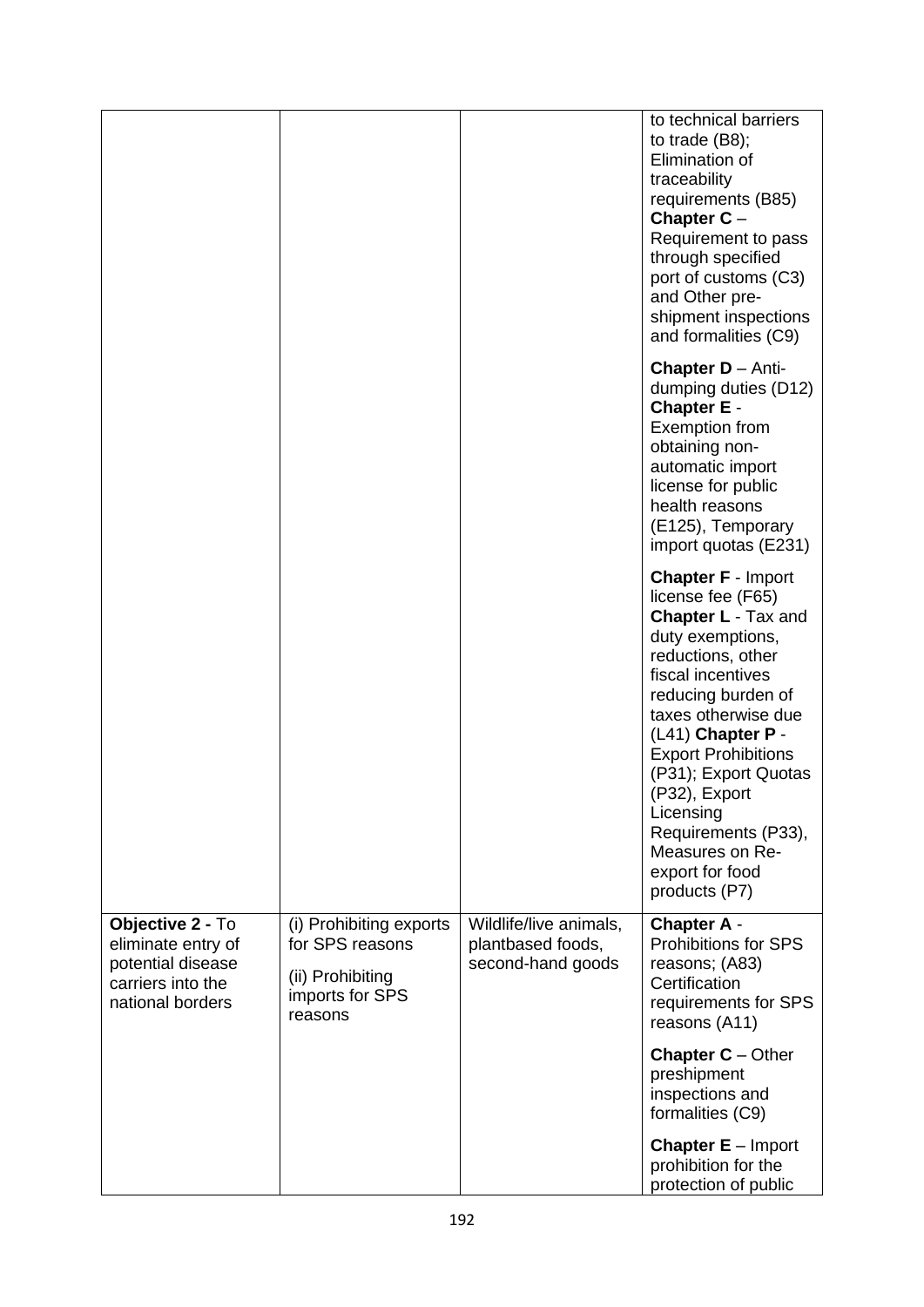| | | | |
|---|---|---|---|
| | | | to technical barriers to trade (B8); Elimination of traceability requirements (B85) **Chapter C** – Requirement to pass through specified port of customs (C3) and Other pre-shipment inspections and formalities (C9)<br><br>**Chapter D** – Anti-dumping duties (D12) **Chapter E** - Exemption from obtaining non-automatic import license for public health reasons (E125), Temporary import quotas (E231)<br><br>**Chapter F** - Import license fee (F65) **Chapter L** - Tax and duty exemptions, reductions, other fiscal incentives reducing burden of taxes otherwise due (L41) **Chapter P** - Export Prohibitions (P31); Export Quotas (P32), Export Licensing Requirements (P33), Measures on Re-export for food products (P7) |
| **Objective 2 -** To eliminate entry of potential disease carriers into the national borders | (i) Prohibiting exports for SPS reasons<br><br>(ii) Prohibiting imports for SPS reasons | Wildlife/live animals, plantbased foods, second-hand goods | **Chapter A** - Prohibitions for SPS reasons; (A83) Certification requirements for SPS reasons (A11)<br><br>**Chapter C** – Other preshipment inspections and formalities (C9)<br><br>**Chapter E** – Import prohibition for the protection of public |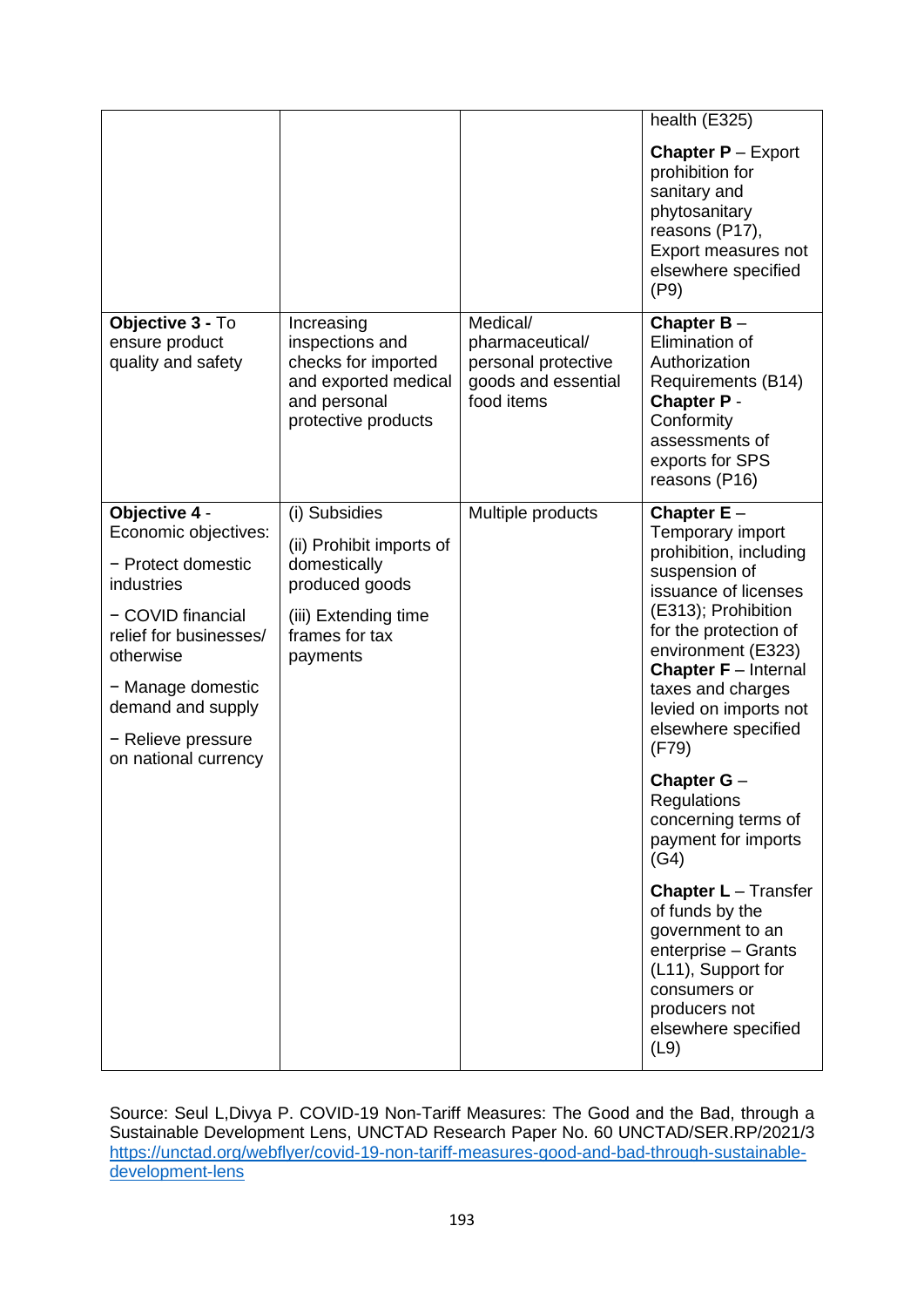| | | | |
|---|---|---|---|
| | | | health (E325) **Chapter P** – Export prohibition for sanitary and phytosanitary reasons (P17), Export measures not elsewhere specified (P9) |
| **Objective 3 -** To ensure product quality and safety | Increasing inspections and checks for imported and exported medical and personal protective products | Medical/ pharmaceutical/ personal protective goods and essential food items | **Chapter B** – Elimination of Authorization Requirements (B14) **Chapter P** - Conformity assessments of exports for SPS reasons (P16) |
| **Objective 4** - Economic objectives: − Protect domestic industries − COVID financial relief for businesses/ otherwise − Manage domestic demand and supply − Relieve pressure on national currency | (i) Subsidies (ii) Prohibit imports of domestically produced goods (iii) Extending time frames for tax payments | Multiple products | **Chapter E** – Temporary import prohibition, including suspension of issuance of licenses (E313); Prohibition for the protection of environment (E323) **Chapter F** – Internal taxes and charges levied on imports not elsewhere specified (F79) **Chapter G** – Regulations concerning terms of payment for imports (G4) **Chapter L** – Transfer of funds by the government to an enterprise – Grants (L11), Support for consumers or producers not elsewhere specified (L9) |

Source: Seul L,Divya P. COVID-19 Non-Tariff Measures: The Good and the Bad, through a Sustainable Development Lens, UNCTAD Research Paper No. 60 UNCTAD/SER.RP/2021/3 https://unctad.org/webflyer/covid-19-non-tariff-measures-good-and-bad-through-sustainable-development-lens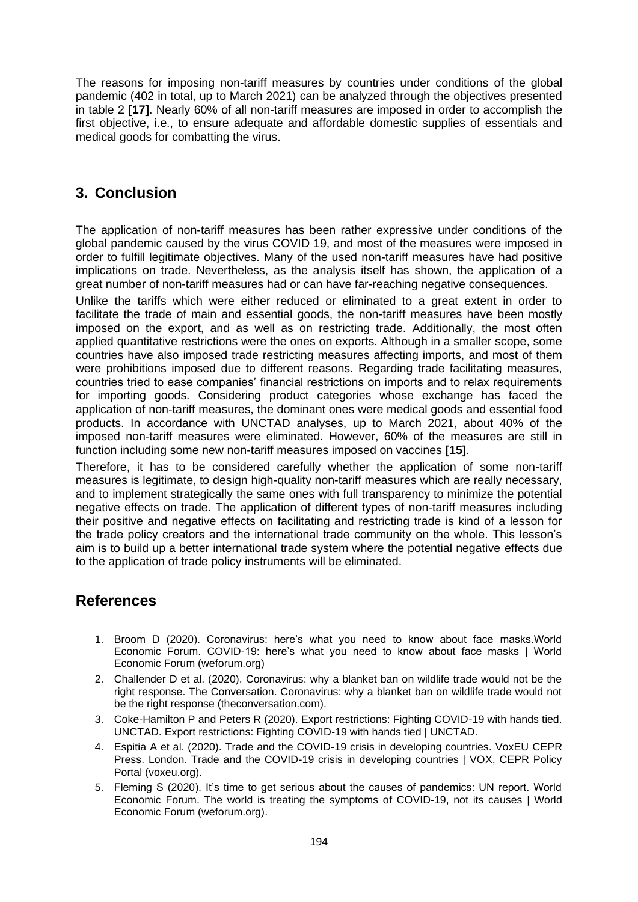The reasons for imposing non-tariff measures by countries under conditions of the global pandemic (402 in total, up to March 2021) can be analyzed through the objectives presented in table 2 **[17]**. Nearly 60% of all non-tariff measures are imposed in order to accomplish the first objective, i.e., to ensure adequate and affordable domestic supplies of essentials and medical goods for combatting the virus.

## 3. Conclusion

The application of non-tariff measures has been rather expressive under conditions of the global pandemic caused by the virus COVID 19, and most of the measures were imposed in order to fulfill legitimate objectives. Many of the used non-tariff measures have had positive implications on trade. Nevertheless, as the analysis itself has shown, the application of a great number of non-tariff measures had or can have far-reaching negative consequences.

Unlike the tariffs which were either reduced or eliminated to a great extent in order to facilitate the trade of main and essential goods, the non-tariff measures have been mostly imposed on the export, and as well as on restricting trade. Additionally, the most often applied quantitative restrictions were the ones on exports. Although in a smaller scope, some countries have also imposed trade restricting measures affecting imports, and most of them were prohibitions imposed due to different reasons. Regarding trade facilitating measures, countries tried to ease companies' financial restrictions on imports and to relax requirements for importing goods. Considering product categories whose exchange has faced the application of non-tariff measures, the dominant ones were medical goods and essential food products. In accordance with UNCTAD analyses, up to March 2021, about 40% of the imposed non-tariff measures were eliminated. However, 60% of the measures are still in function including some new non-tariff measures imposed on vaccines **[15]**.

Therefore, it has to be considered carefully whether the application of some non-tariff measures is legitimate, to design high-quality non-tariff measures which are really necessary, and to implement strategically the same ones with full transparency to minimize the potential negative effects on trade. The application of different types of non-tariff measures including their positive and negative effects on facilitating and restricting trade is kind of a lesson for the trade policy creators and the international trade community on the whole. This lesson's aim is to build up a better international trade system where the potential negative effects due to the application of trade policy instruments will be eliminated.

## References

1. Broom D (2020). Coronavirus: here's what you need to know about face masks.World Economic Forum. COVID-19: here's what you need to know about face masks | World Economic Forum (weforum.org)
2. Challender D et al. (2020). Coronavirus: why a blanket ban on wildlife trade would not be the right response. The Conversation. Coronavirus: why a blanket ban on wildlife trade would not be the right response (theconversation.com).
3. Coke-Hamilton P and Peters R (2020). Export restrictions: Fighting COVID-19 with hands tied. UNCTAD. Export restrictions: Fighting COVID-19 with hands tied | UNCTAD.
4. Espitia A et al. (2020). Trade and the COVID-19 crisis in developing countries. VoxEU CEPR Press. London. Trade and the COVID-19 crisis in developing countries | VOX, CEPR Policy Portal (voxeu.org).
5. Fleming S (2020). It's time to get serious about the causes of pandemics: UN report. World Economic Forum. The world is treating the symptoms of COVID-19, not its causes | World Economic Forum (weforum.org).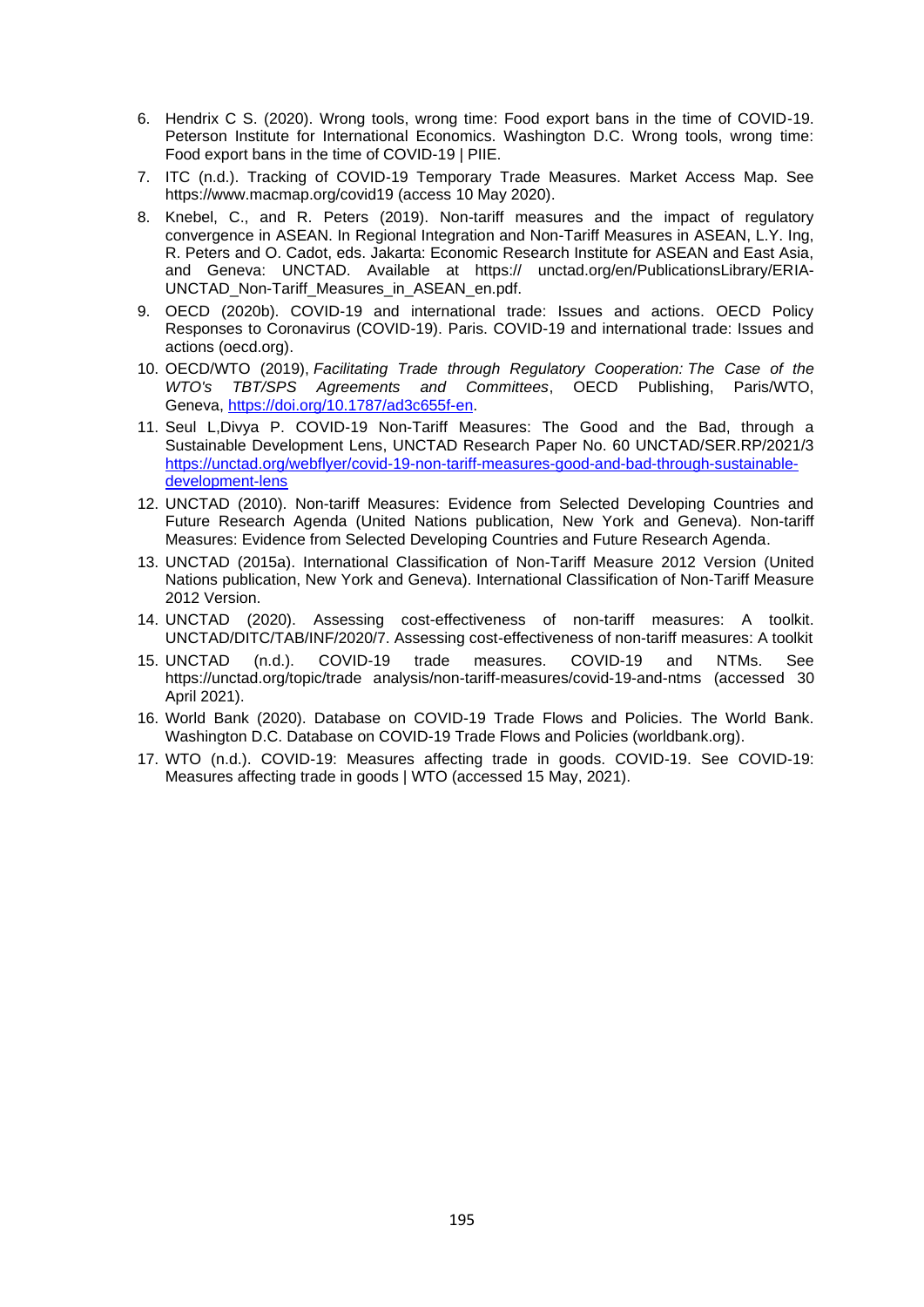6. Hendrix C S. (2020). Wrong tools, wrong time: Food export bans in the time of COVID-19. Peterson Institute for International Economics. Washington D.C. Wrong tools, wrong time: Food export bans in the time of COVID-19 | PIIE.
7. ITC (n.d.). Tracking of COVID-19 Temporary Trade Measures. Market Access Map. See https://www.macmap.org/covid19 (access 10 May 2020).
8. Knebel, C., and R. Peters (2019). Non-tariff measures and the impact of regulatory convergence in ASEAN. In Regional Integration and Non-Tariff Measures in ASEAN, L.Y. Ing, R. Peters and O. Cadot, eds. Jakarta: Economic Research Institute for ASEAN and East Asia, and Geneva: UNCTAD. Available at https:// unctad.org/en/PublicationsLibrary/ERIA-UNCTAD_Non-Tariff_Measures_in_ASEAN_en.pdf.
9. OECD (2020b). COVID-19 and international trade: Issues and actions. OECD Policy Responses to Coronavirus (COVID-19). Paris. COVID-19 and international trade: Issues and actions (oecd.org).
10. OECD/WTO (2019), *Facilitating Trade through Regulatory Cooperation: The Case of the WTO's TBT/SPS Agreements and Committees*, OECD Publishing, Paris/WTO, Geneva, https://doi.org/10.1787/ad3c655f-en.
11. Seul L,Divya P. COVID-19 Non-Tariff Measures: The Good and the Bad, through a Sustainable Development Lens, UNCTAD Research Paper No. 60 UNCTAD/SER.RP/2021/3 https://unctad.org/webflyer/covid-19-non-tariff-measures-good-and-bad-through-sustainable-development-lens
12. UNCTAD (2010). Non-tariff Measures: Evidence from Selected Developing Countries and Future Research Agenda (United Nations publication, New York and Geneva). Non-tariff Measures: Evidence from Selected Developing Countries and Future Research Agenda.
13. UNCTAD (2015a). International Classification of Non-Tariff Measure 2012 Version (United Nations publication, New York and Geneva). International Classification of Non-Tariff Measure 2012 Version.
14. UNCTAD (2020). Assessing cost-effectiveness of non-tariff measures: A toolkit. UNCTAD/DITC/TAB/INF/2020/7. Assessing cost-effectiveness of non-tariff measures: A toolkit
15. UNCTAD (n.d.). COVID-19 trade measures. COVID-19 and NTMs. See https://unctad.org/topic/trade analysis/non-tariff-measures/covid-19-and-ntms (accessed 30 April 2021).
16. World Bank (2020). Database on COVID-19 Trade Flows and Policies. The World Bank. Washington D.C. Database on COVID-19 Trade Flows and Policies (worldbank.org).
17. WTO (n.d.). COVID-19: Measures affecting trade in goods. COVID-19. See COVID-19: Measures affecting trade in goods | WTO (accessed 15 May, 2021).